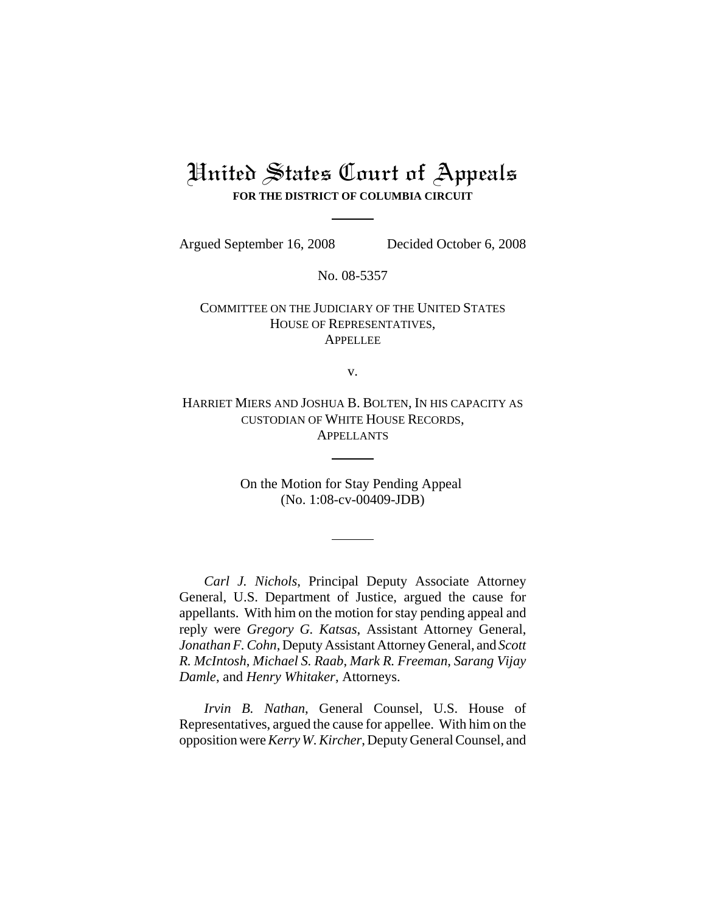# United States Court of Appeals

**FOR THE DISTRICT OF COLUMBIA CIRCUIT**

Argued September 16, 2008 Decided October 6, 2008

No. 08-5357

COMMITTEE ON THE JUDICIARY OF THE UNITED STATES HOUSE OF REPRESENTATIVES,
APPELLEE

v.

HARRIET MIERS AND JOSHUA B. BOLTEN, IN HIS CAPACITY AS CUSTODIAN OF WHITE HOUSE RECORDS,
APPELLANTS

On the Motion for Stay Pending Appeal
(No. 1:08-cv-00409-JDB)

*Carl J. Nichols*, Principal Deputy Associate Attorney General, U.S. Department of Justice, argued the cause for appellants. With him on the motion for stay pending appeal and reply were *Gregory G. Katsas*, Assistant Attorney General, *Jonathan F. Cohn*, Deputy Assistant Attorney General, and *Scott R. McIntosh*, *Michael S. Raab*, *Mark R. Freeman*, *Sarang Vijay Damle*, and *Henry Whitaker*, Attorneys.

*Irvin B. Nathan*, General Counsel, U.S. House of Representatives, argued the cause for appellee. With him on the opposition were *Kerry W. Kircher*, Deputy General Counsel, and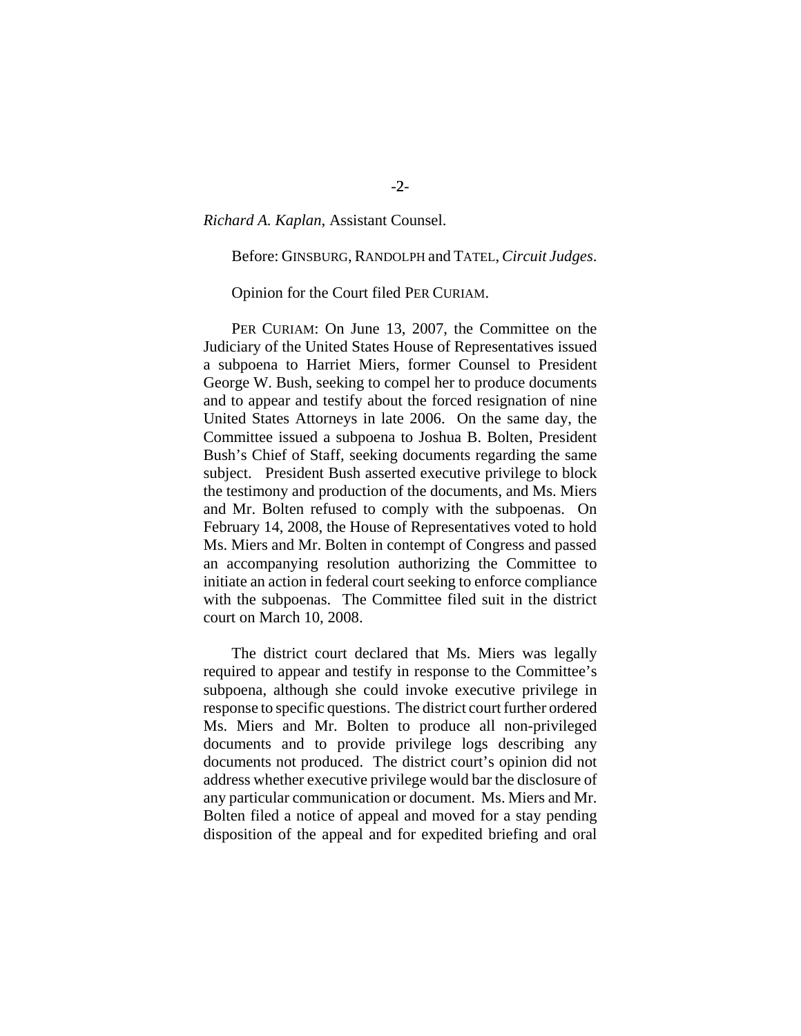*Richard A. Kaplan*, Assistant Counsel.

Before: GINSBURG, RANDOLPH and TATEL, *Circuit Judges*.

Opinion for the Court filed PER CURIAM.

PER CURIAM: On June 13, 2007, the Committee on the Judiciary of the United States House of Representatives issued a subpoena to Harriet Miers, former Counsel to President George W. Bush, seeking to compel her to produce documents and to appear and testify about the forced resignation of nine United States Attorneys in late 2006. On the same day, the Committee issued a subpoena to Joshua B. Bolten, President Bush's Chief of Staff, seeking documents regarding the same subject. President Bush asserted executive privilege to block the testimony and production of the documents, and Ms. Miers and Mr. Bolten refused to comply with the subpoenas. On February 14, 2008, the House of Representatives voted to hold Ms. Miers and Mr. Bolten in contempt of Congress and passed an accompanying resolution authorizing the Committee to initiate an action in federal court seeking to enforce compliance with the subpoenas. The Committee filed suit in the district court on March 10, 2008.

The district court declared that Ms. Miers was legally required to appear and testify in response to the Committee's subpoena, although she could invoke executive privilege in response to specific questions. The district court further ordered Ms. Miers and Mr. Bolten to produce all non-privileged documents and to provide privilege logs describing any documents not produced. The district court's opinion did not address whether executive privilege would bar the disclosure of any particular communication or document. Ms. Miers and Mr. Bolten filed a notice of appeal and moved for a stay pending disposition of the appeal and for expedited briefing and oral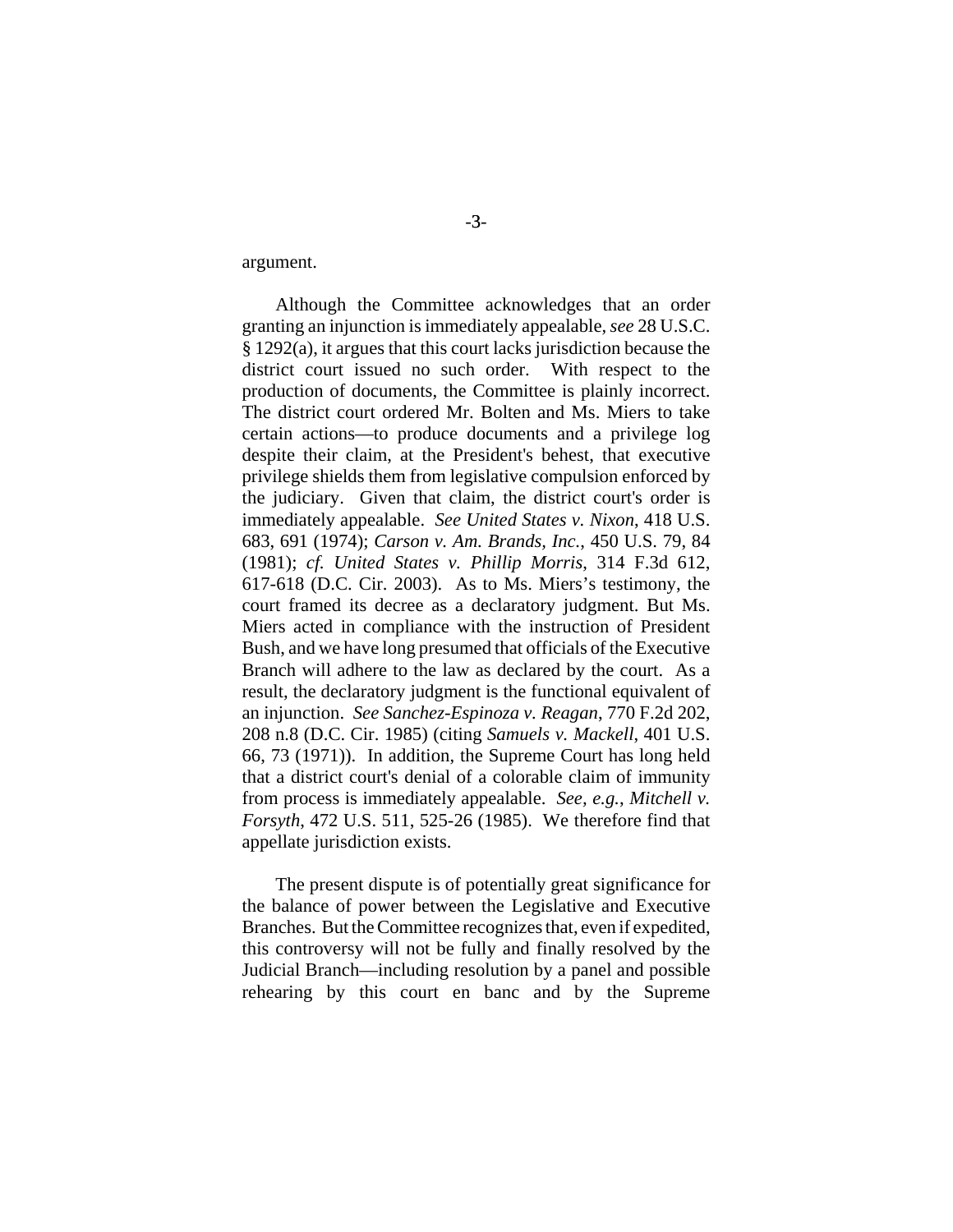argument.

Although the Committee acknowledges that an order granting an injunction is immediately appealable, *see* 28 U.S.C. § 1292(a), it argues that this court lacks jurisdiction because the district court issued no such order. With respect to the production of documents, the Committee is plainly incorrect. The district court ordered Mr. Bolten and Ms. Miers to take certain actions—to produce documents and a privilege log despite their claim, at the President's behest, that executive privilege shields them from legislative compulsion enforced by the judiciary. Given that claim, the district court's order is immediately appealable. *See United States v. Nixon*, 418 U.S. 683, 691 (1974); *Carson v. Am. Brands, Inc.*, 450 U.S. 79, 84 (1981); *cf. United States v. Phillip Morris*, 314 F.3d 612, 617-618 (D.C. Cir. 2003). As to Ms. Miers's testimony, the court framed its decree as a declaratory judgment. But Ms. Miers acted in compliance with the instruction of President Bush, and we have long presumed that officials of the Executive Branch will adhere to the law as declared by the court. As a result, the declaratory judgment is the functional equivalent of an injunction. *See Sanchez-Espinoza v. Reagan*, 770 F.2d 202, 208 n.8 (D.C. Cir. 1985) (citing *Samuels v. Mackell*, 401 U.S. 66, 73 (1971)). In addition, the Supreme Court has long held that a district court's denial of a colorable claim of immunity from process is immediately appealable. *See, e.g.*, *Mitchell v. Forsyth*, 472 U.S. 511, 525-26 (1985). We therefore find that appellate jurisdiction exists.

The present dispute is of potentially great significance for the balance of power between the Legislative and Executive Branches. But the Committee recognizes that, even if expedited, this controversy will not be fully and finally resolved by the Judicial Branch—including resolution by a panel and possible rehearing by this court en banc and by the Supreme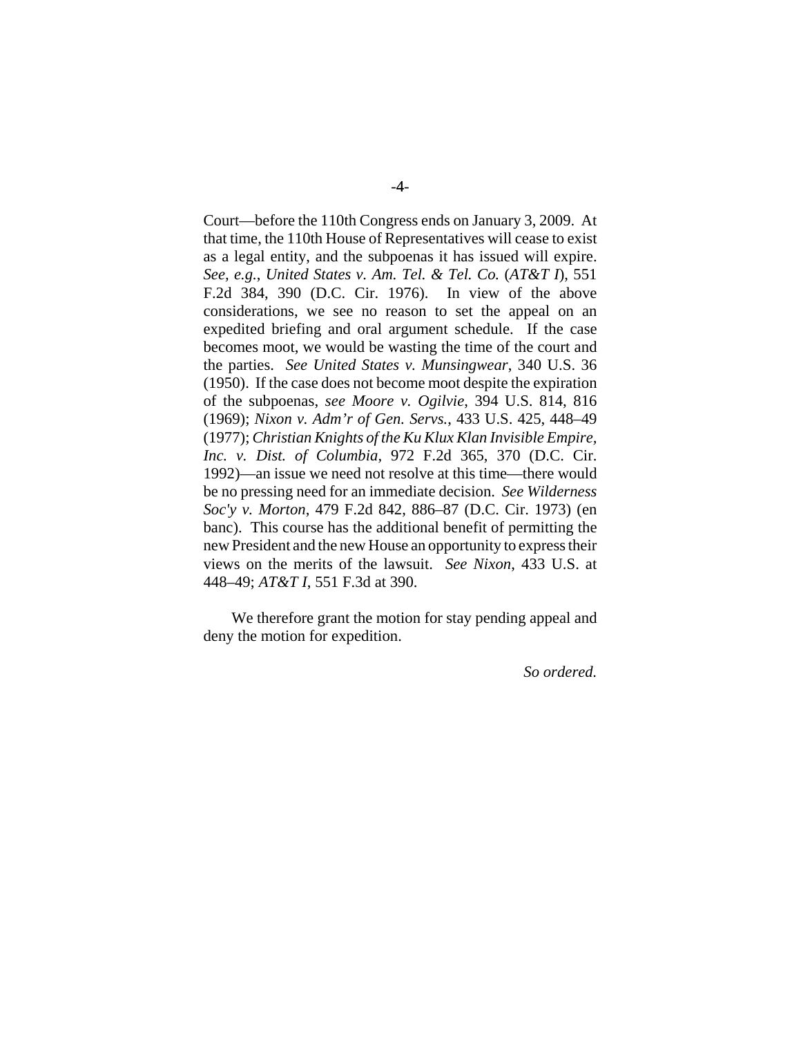Court—before the 110th Congress ends on January 3, 2009. At that time, the 110th House of Representatives will cease to exist as a legal entity, and the subpoenas it has issued will expire. *See, e.g.*, *United States v. Am. Tel. & Tel. Co.* (*AT&T I*), 551 F.2d 384, 390 (D.C. Cir. 1976). In view of the above considerations, we see no reason to set the appeal on an expedited briefing and oral argument schedule. If the case becomes moot, we would be wasting the time of the court and the parties. *See United States v. Munsingwear*, 340 U.S. 36 (1950). If the case does not become moot despite the expiration of the subpoenas, *see Moore v. Ogilvie*, 394 U.S. 814, 816 (1969); *Nixon v. Adm'r of Gen. Servs.*, 433 U.S. 425, 448–49 (1977); *Christian Knights of the Ku Klux Klan Invisible Empire, Inc. v. Dist. of Columbia*, 972 F.2d 365, 370 (D.C. Cir. 1992)—an issue we need not resolve at this time—there would be no pressing need for an immediate decision. *See Wilderness Soc'y v. Morton*, 479 F.2d 842, 886–87 (D.C. Cir. 1973) (en banc). This course has the additional benefit of permitting the new President and the new House an opportunity to express their views on the merits of the lawsuit. *See Nixon*, 433 U.S. at 448–49; *AT&T I*, 551 F.3d at 390.

We therefore grant the motion for stay pending appeal and deny the motion for expedition.

*So ordered.*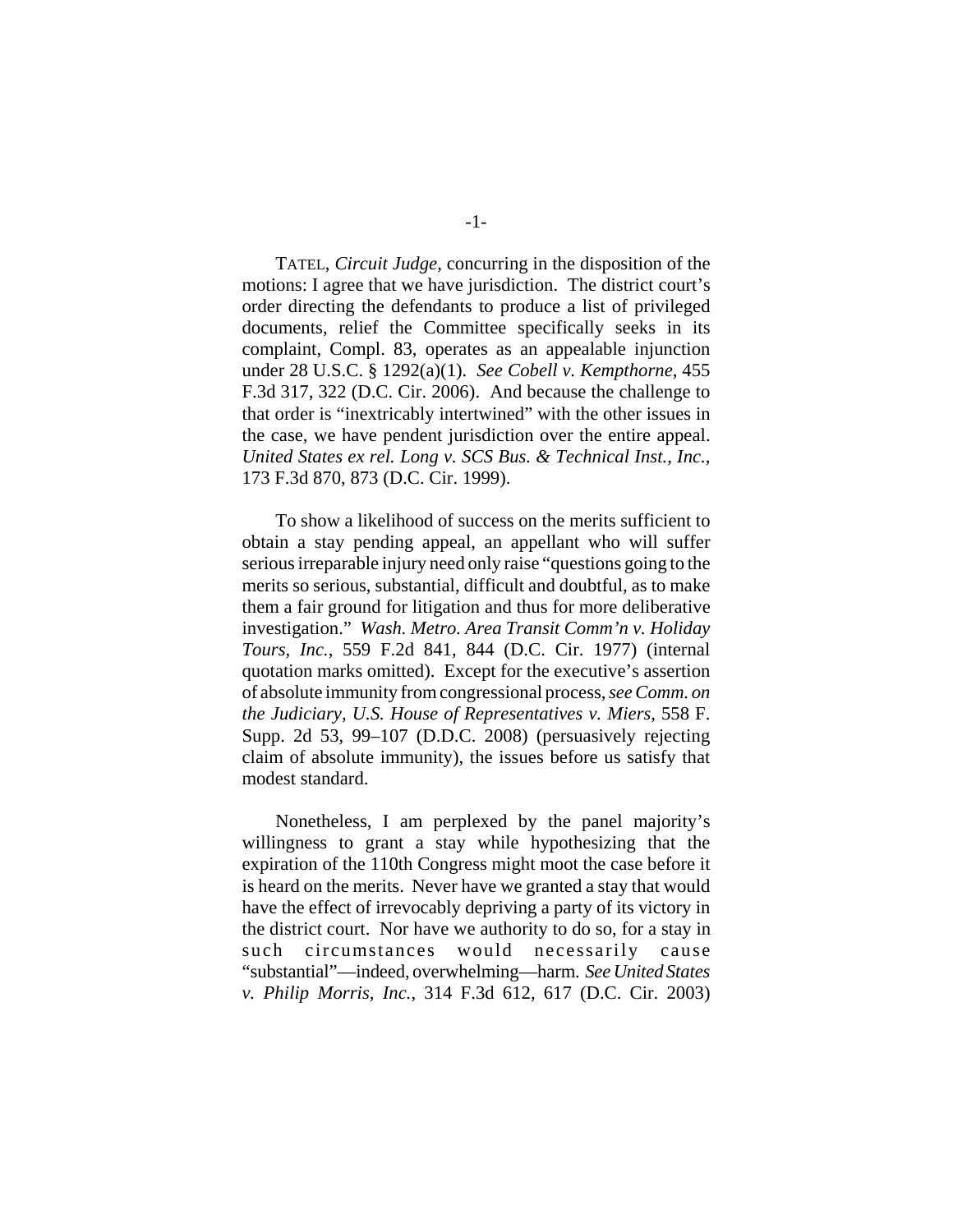TATEL, *Circuit Judge*, concurring in the disposition of the motions: I agree that we have jurisdiction. The district court's order directing the defendants to produce a list of privileged documents, relief the Committee specifically seeks in its complaint, Compl. 83, operates as an appealable injunction under 28 U.S.C. § 1292(a)(1). *See Cobell v. Kempthorne*, 455 F.3d 317, 322 (D.C. Cir. 2006). And because the challenge to that order is "inextricably intertwined" with the other issues in the case, we have pendent jurisdiction over the entire appeal. *United States ex rel. Long v. SCS Bus. & Technical Inst., Inc.*, 173 F.3d 870, 873 (D.C. Cir. 1999).

To show a likelihood of success on the merits sufficient to obtain a stay pending appeal, an appellant who will suffer serious irreparable injury need only raise "questions going to the merits so serious, substantial, difficult and doubtful, as to make them a fair ground for litigation and thus for more deliberative investigation." *Wash. Metro. Area Transit Comm'n v. Holiday Tours, Inc.*, 559 F.2d 841, 844 (D.C. Cir. 1977) (internal quotation marks omitted). Except for the executive's assertion of absolute immunity from congressional process, *see Comm. on the Judiciary, U.S. House of Representatives v. Miers*, 558 F. Supp. 2d 53, 99–107 (D.D.C. 2008) (persuasively rejecting claim of absolute immunity), the issues before us satisfy that modest standard.

Nonetheless, I am perplexed by the panel majority's willingness to grant a stay while hypothesizing that the expiration of the 110th Congress might moot the case before it is heard on the merits. Never have we granted a stay that would have the effect of irrevocably depriving a party of its victory in the district court. Nor have we authority to do so, for a stay in such circumstances would necessarily cause "substantial"—indeed, overwhelming—harm. *See United States v. Philip Morris, Inc.*, 314 F.3d 612, 617 (D.C. Cir. 2003)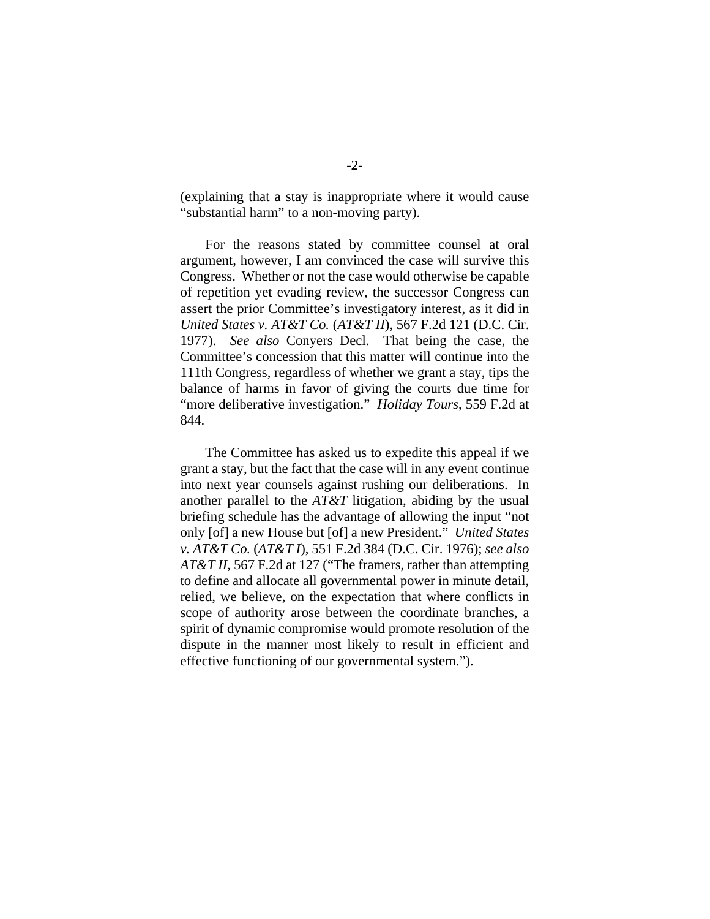(explaining that a stay is inappropriate where it would cause "substantial harm" to a non-moving party).

For the reasons stated by committee counsel at oral argument, however, I am convinced the case will survive this Congress. Whether or not the case would otherwise be capable of repetition yet evading review, the successor Congress can assert the prior Committee's investigatory interest, as it did in *United States v. AT&T Co.* (*AT&T II*), 567 F.2d 121 (D.C. Cir. 1977). *See also* Conyers Decl. That being the case, the Committee's concession that this matter will continue into the 111th Congress, regardless of whether we grant a stay, tips the balance of harms in favor of giving the courts due time for "more deliberative investigation." *Holiday Tours*, 559 F.2d at 844.

The Committee has asked us to expedite this appeal if we grant a stay, but the fact that the case will in any event continue into next year counsels against rushing our deliberations. In another parallel to the *AT&T* litigation, abiding by the usual briefing schedule has the advantage of allowing the input "not only [of] a new House but [of] a new President." *United States v. AT&T Co.* (*AT&T I*), 551 F.2d 384 (D.C. Cir. 1976); *see also AT&T II*, 567 F.2d at 127 ("The framers, rather than attempting to define and allocate all governmental power in minute detail, relied, we believe, on the expectation that where conflicts in scope of authority arose between the coordinate branches, a spirit of dynamic compromise would promote resolution of the dispute in the manner most likely to result in efficient and effective functioning of our governmental system.").